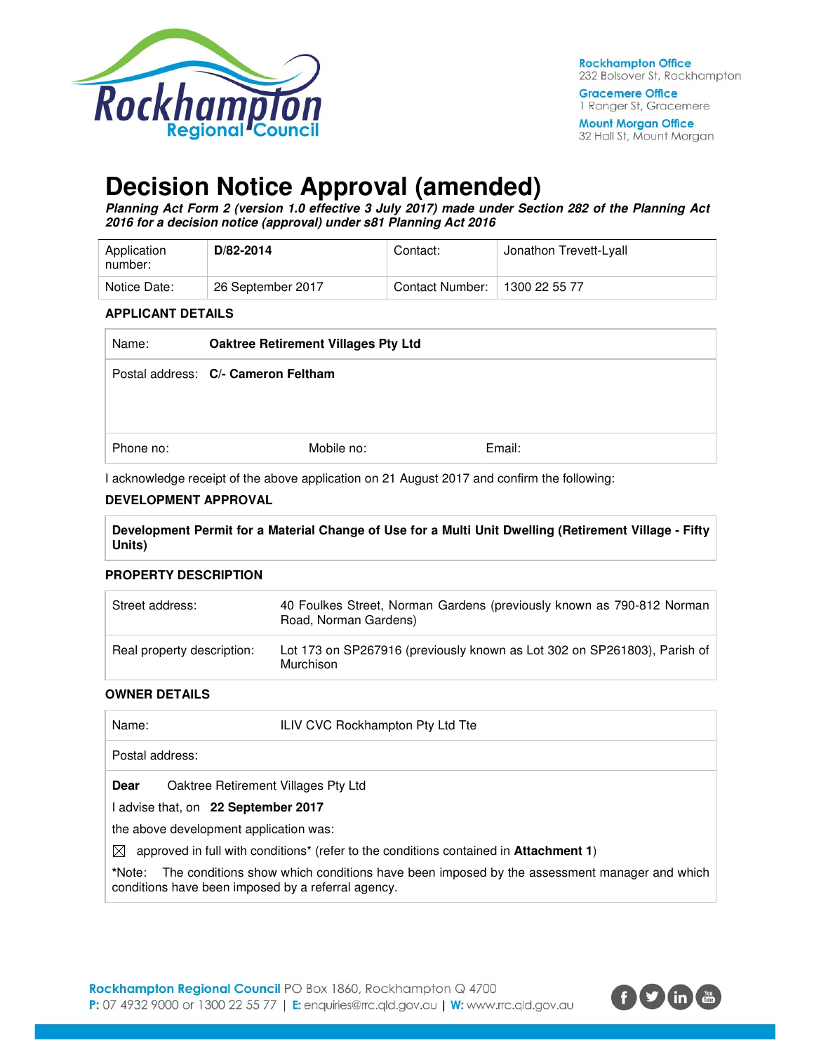Rockhampton Office
232 Bolsover St, Rockhampton

Gracemere Office
1 Ranger St, Gracemere

Mount Morgan Office
32 Hall St, Mount Morgan

# Decision Notice Approval (amended)

***Planning Act Form 2 (version 1.0 effective 3 July 2017) made under Section 282 of the Planning Act 2016 for a decision notice (approval) under s81 Planning Act 2016***

| Application number: | **D/82-2014** | Contact: | Jonathon Trevett-Lyall |
|---|---|---|---|
| Notice Date: | 26 September 2017 | Contact Number: | 1300 22 55 77 |

**APPLICANT DETAILS**

| Name: | **Oaktree Retirement Villages Pty Ltd** | |
|---|---|---|
| Postal address: | **C/- Cameron Feltham** | |
| Phone no: | Mobile no: | Email: |

I acknowledge receipt of the above application on 21 August 2017 and confirm the following:

**DEVELOPMENT APPROVAL**

| **Development Permit for a Material Change of Use for a Multi Unit Dwelling (Retirement Village - Fifty Units)** |
|---|

**PROPERTY DESCRIPTION**

| Street address: | 40 Foulkes Street, Norman Gardens (previously known as 790-812 Norman Road, Norman Gardens) |
|---|---|
| Real property description: | Lot 173 on SP267916 (previously known as Lot 302 on SP261803), Parish of Murchison |

**OWNER DETAILS**

| Name: | ILIV CVC Rockhampton Pty Ltd Tte |
|---|---|
| Postal address: | |

**Dear** Oaktree Retirement Villages Pty Ltd

I advise that, on **22 September 2017**

the above development application was:

☒ approved in full with conditions* (refer to the conditions contained in **Attachment 1**)

*Note: The conditions show which conditions have been imposed by the assessment manager and which conditions have been imposed by a referral agency.

**Rockhampton Regional Council** PO Box 1860, Rockhampton Q 4700
**P:** 07 4932 9000 or 1300 22 55 77 | **E:** enquiries@rrc.qld.gov.au | **W:** www.rrc.qld.gov.au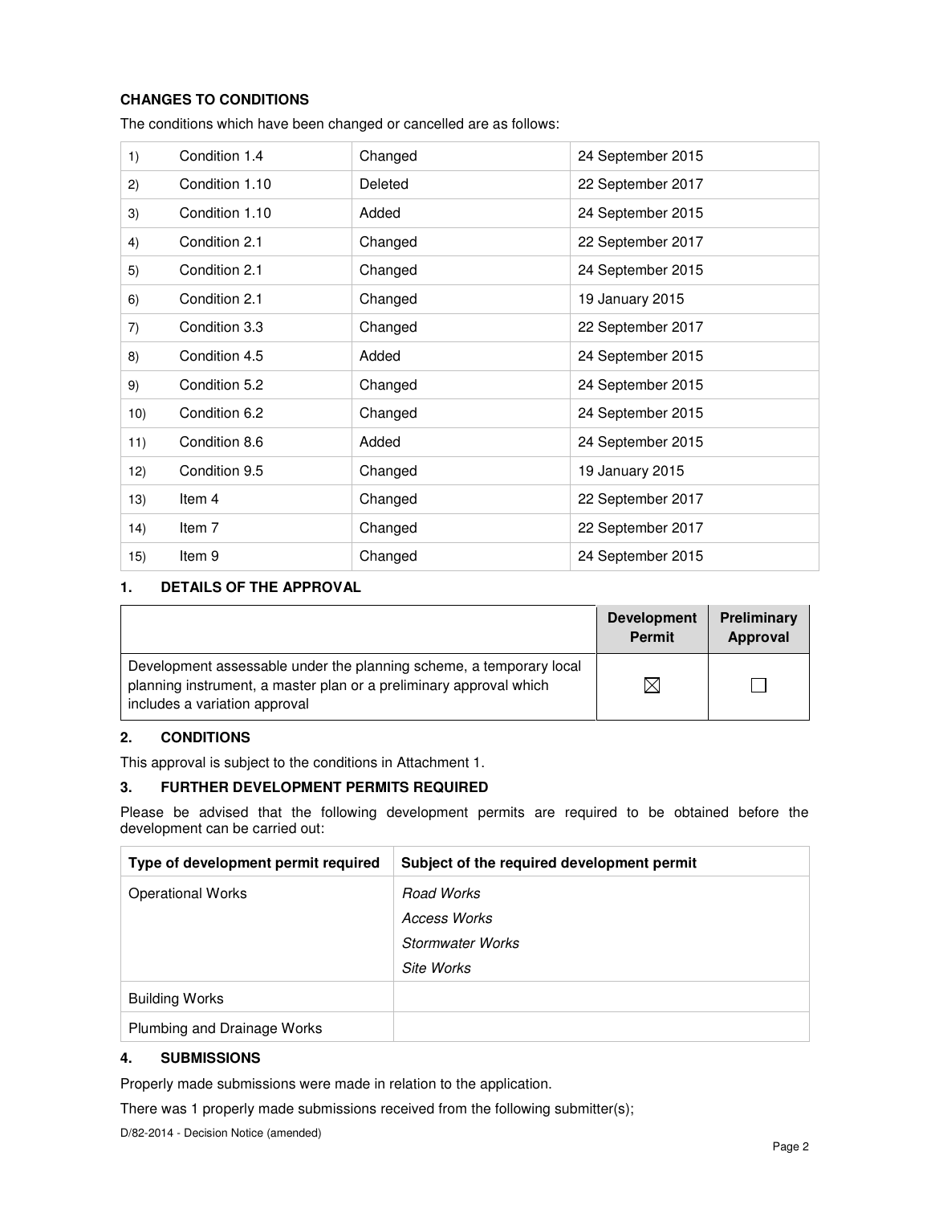**CHANGES TO CONDITIONS**

The conditions which have been changed or cancelled are as follows:

| | | | |
|---|---|---|---|
| 1) | Condition 1.4 | Changed | 24 September 2015 |
| 2) | Condition 1.10 | Deleted | 22 September 2017 |
| 3) | Condition 1.10 | Added | 24 September 2015 |
| 4) | Condition 2.1 | Changed | 22 September 2017 |
| 5) | Condition 2.1 | Changed | 24 September 2015 |
| 6) | Condition 2.1 | Changed | 19 January 2015 |
| 7) | Condition 3.3 | Changed | 22 September 2017 |
| 8) | Condition 4.5 | Added | 24 September 2015 |
| 9) | Condition 5.2 | Changed | 24 September 2015 |
| 10) | Condition 6.2 | Changed | 24 September 2015 |
| 11) | Condition 8.6 | Added | 24 September 2015 |
| 12) | Condition 9.5 | Changed | 19 January 2015 |
| 13) | Item 4 | Changed | 22 September 2017 |
| 14) | Item 7 | Changed | 22 September 2017 |
| 15) | Item 9 | Changed | 24 September 2015 |

## 1. DETAILS OF THE APPROVAL

| | Development Permit | Preliminary Approval |
|---|---|---|
| Development assessable under the planning scheme, a temporary local planning instrument, a master plan or a preliminary approval which includes a variation approval | ☒ | ☐ |

## 2. CONDITIONS

This approval is subject to the conditions in Attachment 1.

## 3. FURTHER DEVELOPMENT PERMITS REQUIRED

Please be advised that the following development permits are required to be obtained before the development can be carried out:

| Type of development permit required | Subject of the required development permit |
|---|---|
| Operational Works | *Road Works*<br>*Access Works*<br>*Stormwater Works*<br>*Site Works* |
| Building Works | |
| Plumbing and Drainage Works | |

## 4. SUBMISSIONS

Properly made submissions were made in relation to the application.

There was 1 properly made submissions received from the following submitter(s);

D/82-2014 - Decision Notice (amended)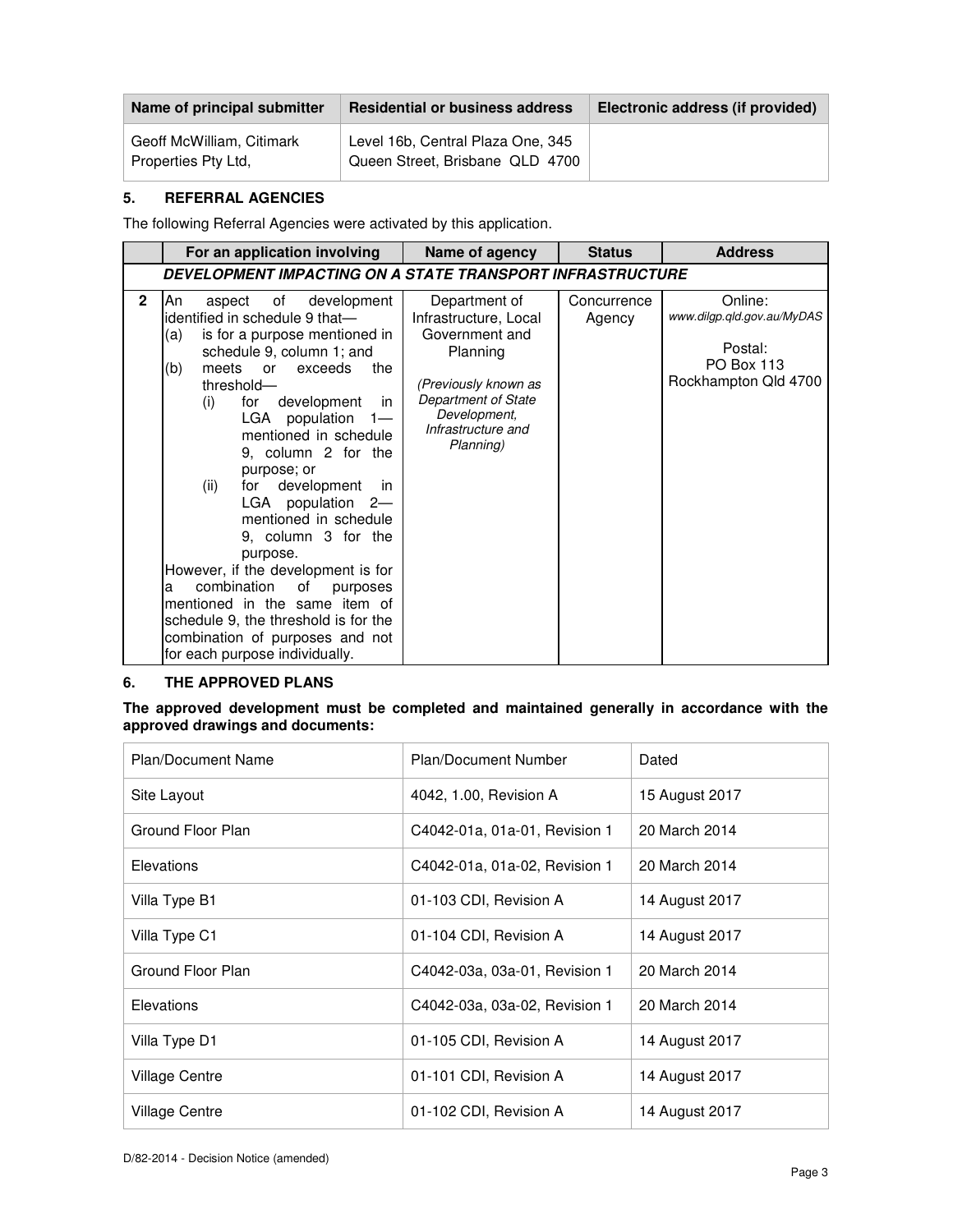| Name of principal submitter | Residential or business address | Electronic address (if provided) |
| --- | --- | --- |
| Geoff McWilliam, Citimark Properties Pty Ltd, | Level 16b, Central Plaza One, 345 Queen Street, Brisbane QLD 4700 | |

## 5. REFERRAL AGENCIES

The following Referral Agencies were activated by this application.

| | For an application involving | Name of agency | Status | Address |
| --- | --- | --- | --- | --- |
| | ***DEVELOPMENT IMPACTING ON A STATE TRANSPORT INFRASTRUCTURE*** | | | |
| **2** | An aspect of development identified in schedule 9 that— (a) is for a purpose mentioned in schedule 9, column 1; and (b) meets or exceeds the threshold— (i) for development in LGA population 1—mentioned in schedule 9, column 2 for the purpose; or (ii) for development in LGA population 2—mentioned in schedule 9, column 3 for the purpose. However, if the development is for a combination of purposes mentioned in the same item of schedule 9, the threshold is for the combination of purposes and not for each purpose individually. | Department of Infrastructure, Local Government and Planning *(Previously known as Department of State Development, Infrastructure and Planning)* | Concurrence Agency | Online: *www.dilgp.qld.gov.au/MyDAS* Postal: PO Box 113 Rockhampton Qld 4700 |

## 6. THE APPROVED PLANS

**The approved development must be completed and maintained generally in accordance with the approved drawings and documents:**

| Plan/Document Name | Plan/Document Number | Dated |
| --- | --- | --- |
| Site Layout | 4042, 1.00, Revision A | 15 August 2017 |
| Ground Floor Plan | C4042-01a, 01a-01, Revision 1 | 20 March 2014 |
| Elevations | C4042-01a, 01a-02, Revision 1 | 20 March 2014 |
| Villa Type B1 | 01-103 CDI, Revision A | 14 August 2017 |
| Villa Type C1 | 01-104 CDI, Revision A | 14 August 2017 |
| Ground Floor Plan | C4042-03a, 03a-01, Revision 1 | 20 March 2014 |
| Elevations | C4042-03a, 03a-02, Revision 1 | 20 March 2014 |
| Villa Type D1 | 01-105 CDI, Revision A | 14 August 2017 |
| Village Centre | 01-101 CDI, Revision A | 14 August 2017 |
| Village Centre | 01-102 CDI, Revision A | 14 August 2017 |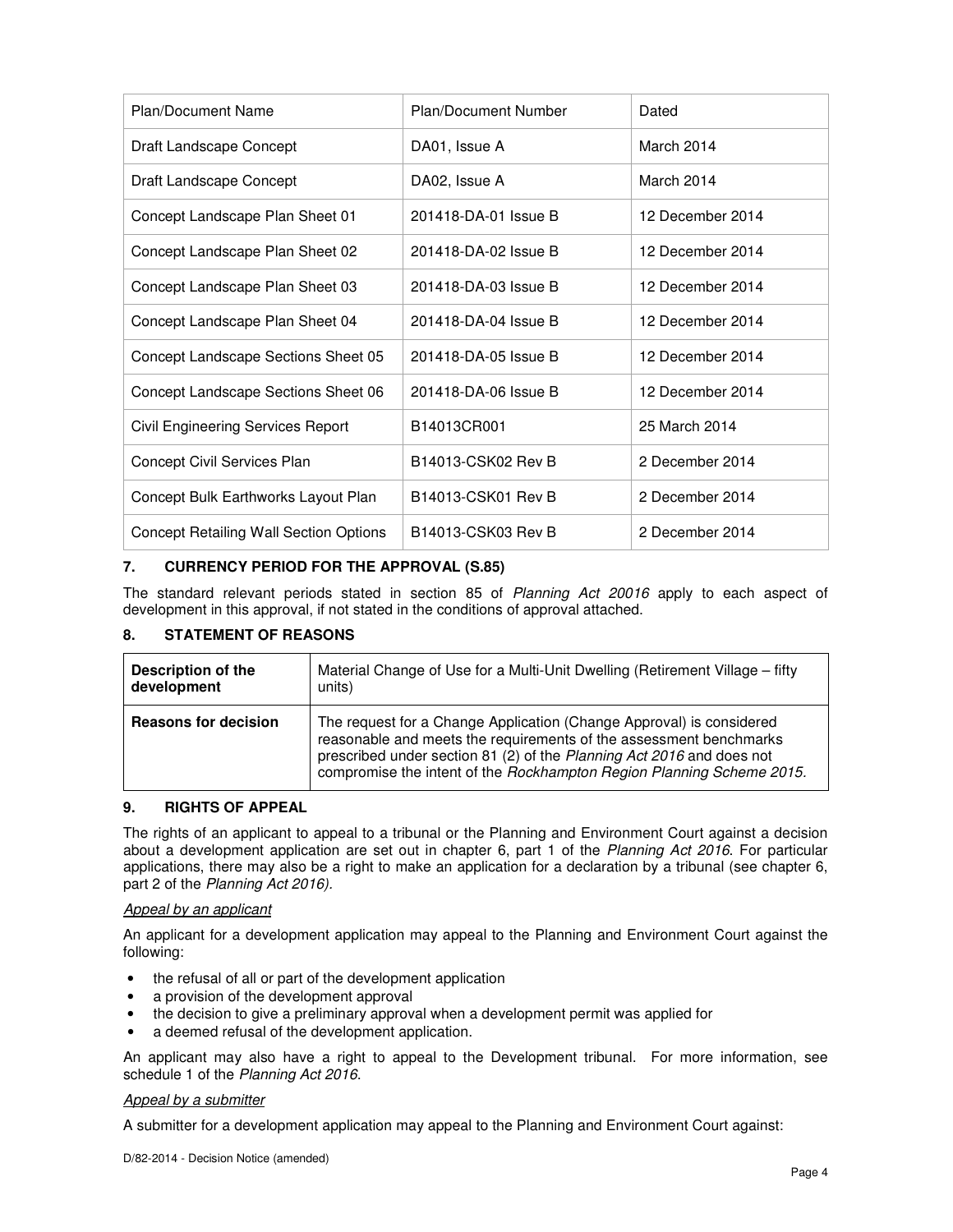| Plan/Document Name | Plan/Document Number | Dated |
|---|---|---|
| Draft Landscape Concept | DA01, Issue A | March 2014 |
| Draft Landscape Concept | DA02, Issue A | March 2014 |
| Concept Landscape Plan Sheet 01 | 201418-DA-01 Issue B | 12 December 2014 |
| Concept Landscape Plan Sheet 02 | 201418-DA-02 Issue B | 12 December 2014 |
| Concept Landscape Plan Sheet 03 | 201418-DA-03 Issue B | 12 December 2014 |
| Concept Landscape Plan Sheet 04 | 201418-DA-04 Issue B | 12 December 2014 |
| Concept Landscape Sections Sheet 05 | 201418-DA-05 Issue B | 12 December 2014 |
| Concept Landscape Sections Sheet 06 | 201418-DA-06 Issue B | 12 December 2014 |
| Civil Engineering Services Report | B14013CR001 | 25 March 2014 |
| Concept Civil Services Plan | B14013-CSK02 Rev B | 2 December 2014 |
| Concept Bulk Earthworks Layout Plan | B14013-CSK01 Rev B | 2 December 2014 |
| Concept Retailing Wall Section Options | B14013-CSK03 Rev B | 2 December 2014 |

## 7. CURRENCY PERIOD FOR THE APPROVAL (S.85)

The standard relevant periods stated in section 85 of *Planning Act 20016* apply to each aspect of development in this approval, if not stated in the conditions of approval attached.

## 8. STATEMENT OF REASONS

| **Description of the development** | Material Change of Use for a Multi-Unit Dwelling (Retirement Village – fifty units) |
|---|---|
| **Reasons for decision** | The request for a Change Application (Change Approval) is considered reasonable and meets the requirements of the assessment benchmarks prescribed under section 81 (2) of the *Planning Act 2016* and does not compromise the intent of the *Rockhampton Region Planning Scheme 2015.* |

## 9. RIGHTS OF APPEAL

The rights of an applicant to appeal to a tribunal or the Planning and Environment Court against a decision about a development application are set out in chapter 6, part 1 of the *Planning Act 2016*. For particular applications, there may also be a right to make an application for a declaration by a tribunal (see chapter 6, part 2 of the *Planning Act 2016).*

*Appeal by an applicant*

An applicant for a development application may appeal to the Planning and Environment Court against the following:

- the refusal of all or part of the development application
- a provision of the development approval
- the decision to give a preliminary approval when a development permit was applied for
- a deemed refusal of the development application.

An applicant may also have a right to appeal to the Development tribunal. For more information, see schedule 1 of the *Planning Act 2016*.

*Appeal by a submitter*

A submitter for a development application may appeal to the Planning and Environment Court against: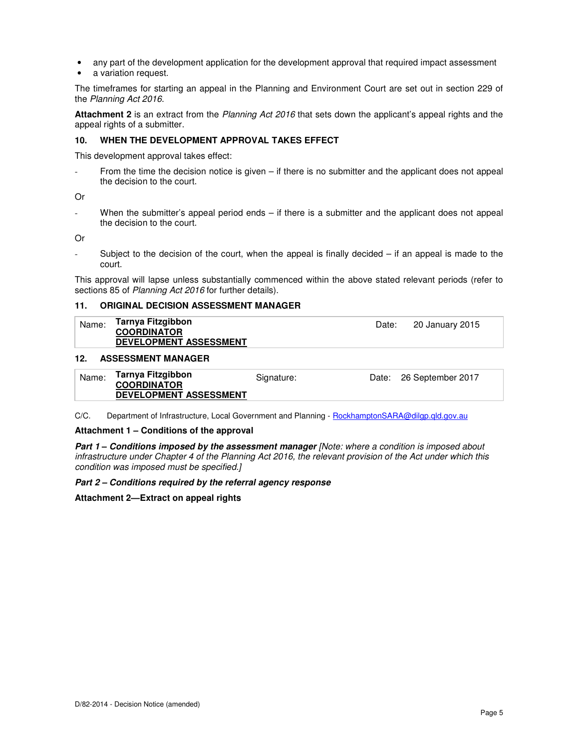- any part of the development application for the development approval that required impact assessment
- a variation request.

The timeframes for starting an appeal in the Planning and Environment Court are set out in section 229 of the *Planning Act 2016*.

**Attachment 2** is an extract from the *Planning Act 2016* that sets down the applicant's appeal rights and the appeal rights of a submitter.

## 10. WHEN THE DEVELOPMENT APPROVAL TAKES EFFECT

This development approval takes effect:

- From the time the decision notice is given – if there is no submitter and the applicant does not appeal the decision to the court.

Or

- When the submitter's appeal period ends – if there is a submitter and the applicant does not appeal the decision to the court.

Or

- Subject to the decision of the court, when the appeal is finally decided – if an appeal is made to the court.

This approval will lapse unless substantially commenced within the above stated relevant periods (refer to sections 85 of *Planning Act 2016* for further details).

## 11. ORIGINAL DECISION ASSESSMENT MANAGER

| Name: | **Tarnya Fitzgibbon**<br>**COORDINATOR**<br>**DEVELOPMENT ASSESSMENT** | Date: | 20 January 2015 |
|---|---|---|---|

## 12. ASSESSMENT MANAGER

| Name: | **Tarnya Fitzgibbon**<br>**COORDINATOR**<br>**DEVELOPMENT ASSESSMENT** | Signature: | Date: | 26 September 2017 |
|---|---|---|---|---|

C/C. Department of Infrastructure, Local Government and Planning - RockhamptonSARA@dilgp.qld.gov.au

**Attachment 1 – Conditions of the approval**

***Part 1 – Conditions imposed by the assessment manager*** *[Note: where a condition is imposed about infrastructure under Chapter 4 of the Planning Act 2016, the relevant provision of the Act under which this condition was imposed must be specified.]*

***Part 2 – Conditions required by the referral agency response***

**Attachment 2—Extract on appeal rights**

D/82-2014 - Decision Notice (amended)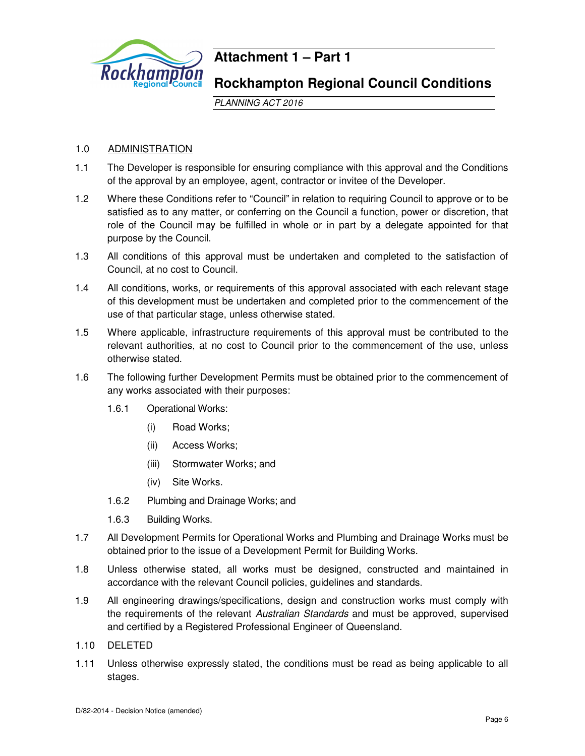# Attachment 1 – Part 1

## Rockhampton Regional Council Conditions

*PLANNING ACT 2016*

1.0 ADMINISTRATION

1.1 The Developer is responsible for ensuring compliance with this approval and the Conditions of the approval by an employee, agent, contractor or invitee of the Developer.

1.2 Where these Conditions refer to "Council" in relation to requiring Council to approve or to be satisfied as to any matter, or conferring on the Council a function, power or discretion, that role of the Council may be fulfilled in whole or in part by a delegate appointed for that purpose by the Council.

1.3 All conditions of this approval must be undertaken and completed to the satisfaction of Council, at no cost to Council.

1.4 All conditions, works, or requirements of this approval associated with each relevant stage of this development must be undertaken and completed prior to the commencement of the use of that particular stage, unless otherwise stated.

1.5 Where applicable, infrastructure requirements of this approval must be contributed to the relevant authorities, at no cost to Council prior to the commencement of the use, unless otherwise stated.

1.6 The following further Development Permits must be obtained prior to the commencement of any works associated with their purposes:

- 1.6.1 Operational Works:
  - (i) Road Works;
  - (ii) Access Works;
  - (iii) Stormwater Works; and
  - (iv) Site Works.
- 1.6.2 Plumbing and Drainage Works; and
- 1.6.3 Building Works.

1.7 All Development Permits for Operational Works and Plumbing and Drainage Works must be obtained prior to the issue of a Development Permit for Building Works.

1.8 Unless otherwise stated, all works must be designed, constructed and maintained in accordance with the relevant Council policies, guidelines and standards.

1.9 All engineering drawings/specifications, design and construction works must comply with the requirements of the relevant *Australian Standards* and must be approved, supervised and certified by a Registered Professional Engineer of Queensland.

1.10 DELETED

1.11 Unless otherwise expressly stated, the conditions must be read as being applicable to all stages.

D/82-2014 - Decision Notice (amended)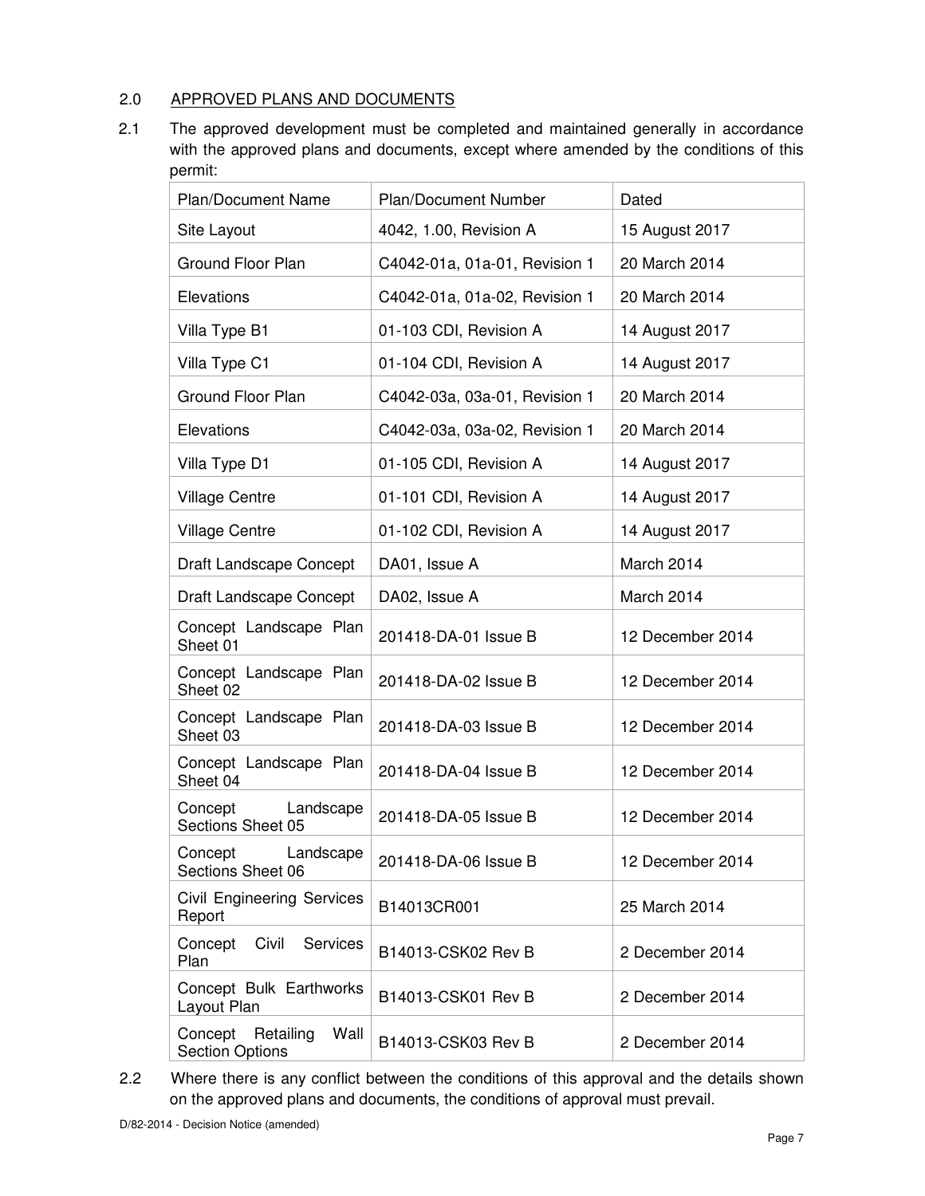## 2.0 APPROVED PLANS AND DOCUMENTS

2.1 The approved development must be completed and maintained generally in accordance with the approved plans and documents, except where amended by the conditions of this permit:

| Plan/Document Name | Plan/Document Number | Dated |
|---|---|---|
| Site Layout | 4042, 1.00, Revision A | 15 August 2017 |
| Ground Floor Plan | C4042-01a, 01a-01, Revision 1 | 20 March 2014 |
| Elevations | C4042-01a, 01a-02, Revision 1 | 20 March 2014 |
| Villa Type B1 | 01-103 CDI, Revision A | 14 August 2017 |
| Villa Type C1 | 01-104 CDI, Revision A | 14 August 2017 |
| Ground Floor Plan | C4042-03a, 03a-01, Revision 1 | 20 March 2014 |
| Elevations | C4042-03a, 03a-02, Revision 1 | 20 March 2014 |
| Villa Type D1 | 01-105 CDI, Revision A | 14 August 2017 |
| Village Centre | 01-101 CDI, Revision A | 14 August 2017 |
| Village Centre | 01-102 CDI, Revision A | 14 August 2017 |
| Draft Landscape Concept | DA01, Issue A | March 2014 |
| Draft Landscape Concept | DA02, Issue A | March 2014 |
| Concept Landscape Plan Sheet 01 | 201418-DA-01 Issue B | 12 December 2014 |
| Concept Landscape Plan Sheet 02 | 201418-DA-02 Issue B | 12 December 2014 |
| Concept Landscape Plan Sheet 03 | 201418-DA-03 Issue B | 12 December 2014 |
| Concept Landscape Plan Sheet 04 | 201418-DA-04 Issue B | 12 December 2014 |
| Concept Landscape Sections Sheet 05 | 201418-DA-05 Issue B | 12 December 2014 |
| Concept Landscape Sections Sheet 06 | 201418-DA-06 Issue B | 12 December 2014 |
| Civil Engineering Services Report | B14013CR001 | 25 March 2014 |
| Concept Civil Services Plan | B14013-CSK02 Rev B | 2 December 2014 |
| Concept Bulk Earthworks Layout Plan | B14013-CSK01 Rev B | 2 December 2014 |
| Concept Retailing Wall Section Options | B14013-CSK03 Rev B | 2 December 2014 |

2.2 Where there is any conflict between the conditions of this approval and the details shown on the approved plans and documents, the conditions of approval must prevail.

D/82-2014 - Decision Notice (amended)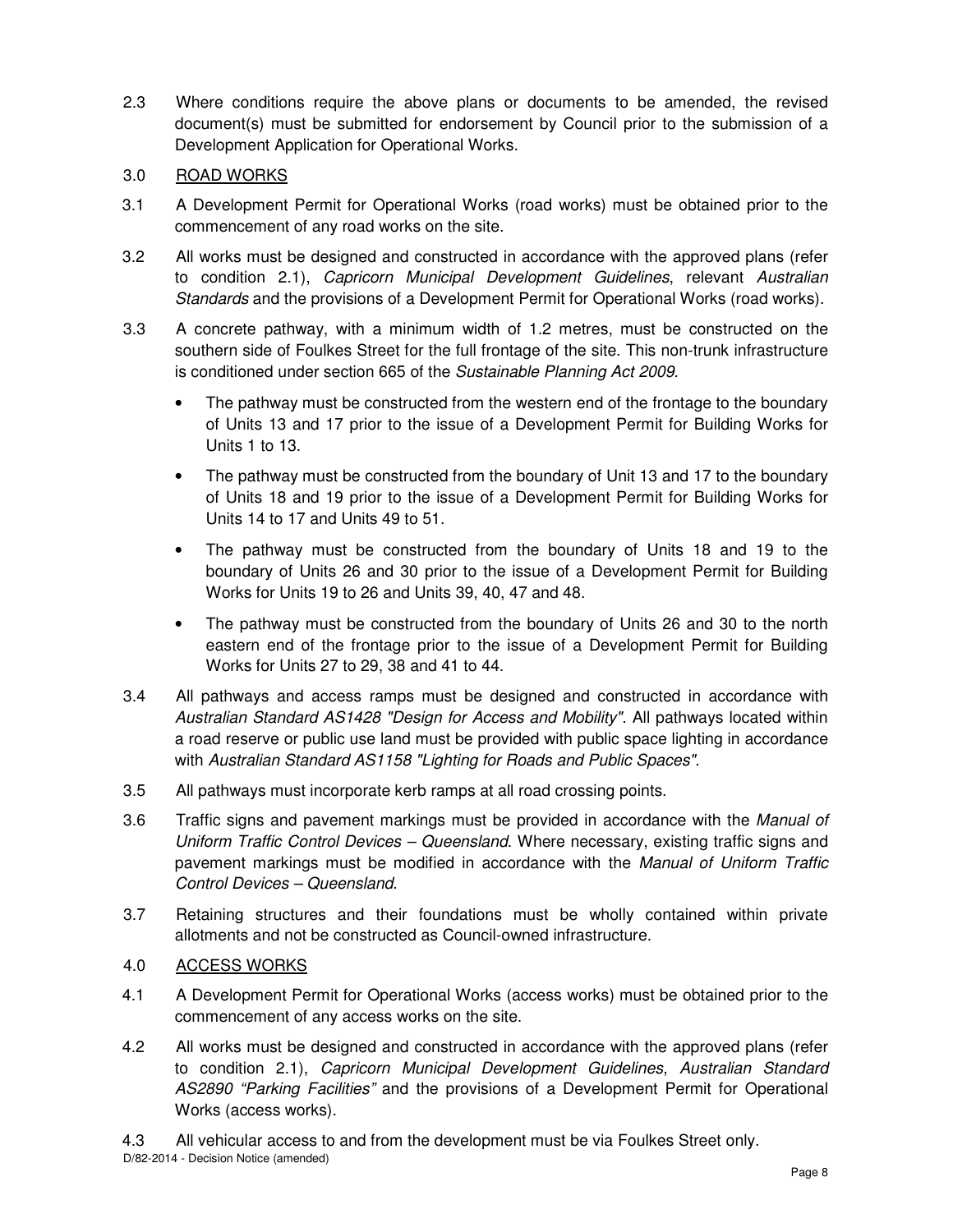2.3 Where conditions require the above plans or documents to be amended, the revised document(s) must be submitted for endorsement by Council prior to the submission of a Development Application for Operational Works.

3.0 <u>ROAD WORKS</u>

3.1 A Development Permit for Operational Works (road works) must be obtained prior to the commencement of any road works on the site.

3.2 All works must be designed and constructed in accordance with the approved plans (refer to condition 2.1), *Capricorn Municipal Development Guidelines*, relevant *Australian Standards* and the provisions of a Development Permit for Operational Works (road works).

3.3 A concrete pathway, with a minimum width of 1.2 metres, must be constructed on the southern side of Foulkes Street for the full frontage of the site. This non-trunk infrastructure is conditioned under section 665 of the *Sustainable Planning Act 2009*.

- The pathway must be constructed from the western end of the frontage to the boundary of Units 13 and 17 prior to the issue of a Development Permit for Building Works for Units 1 to 13.
- The pathway must be constructed from the boundary of Unit 13 and 17 to the boundary of Units 18 and 19 prior to the issue of a Development Permit for Building Works for Units 14 to 17 and Units 49 to 51.
- The pathway must be constructed from the boundary of Units 18 and 19 to the boundary of Units 26 and 30 prior to the issue of a Development Permit for Building Works for Units 19 to 26 and Units 39, 40, 47 and 48.
- The pathway must be constructed from the boundary of Units 26 and 30 to the north eastern end of the frontage prior to the issue of a Development Permit for Building Works for Units 27 to 29, 38 and 41 to 44.

3.4 All pathways and access ramps must be designed and constructed in accordance with *Australian Standard AS1428 "Design for Access and Mobility"*. All pathways located within a road reserve or public use land must be provided with public space lighting in accordance with *Australian Standard AS1158 "Lighting for Roads and Public Spaces"*.

3.5 All pathways must incorporate kerb ramps at all road crossing points.

3.6 Traffic signs and pavement markings must be provided in accordance with the *Manual of Uniform Traffic Control Devices – Queensland*. Where necessary, existing traffic signs and pavement markings must be modified in accordance with the *Manual of Uniform Traffic Control Devices – Queensland*.

3.7 Retaining structures and their foundations must be wholly contained within private allotments and not be constructed as Council-owned infrastructure.

4.0 <u>ACCESS WORKS</u>

4.1 A Development Permit for Operational Works (access works) must be obtained prior to the commencement of any access works on the site.

4.2 All works must be designed and constructed in accordance with the approved plans (refer to condition 2.1), *Capricorn Municipal Development Guidelines*, *Australian Standard AS2890 "Parking Facilities"* and the provisions of a Development Permit for Operational Works (access works).

4.3 All vehicular access to and from the development must be via Foulkes Street only.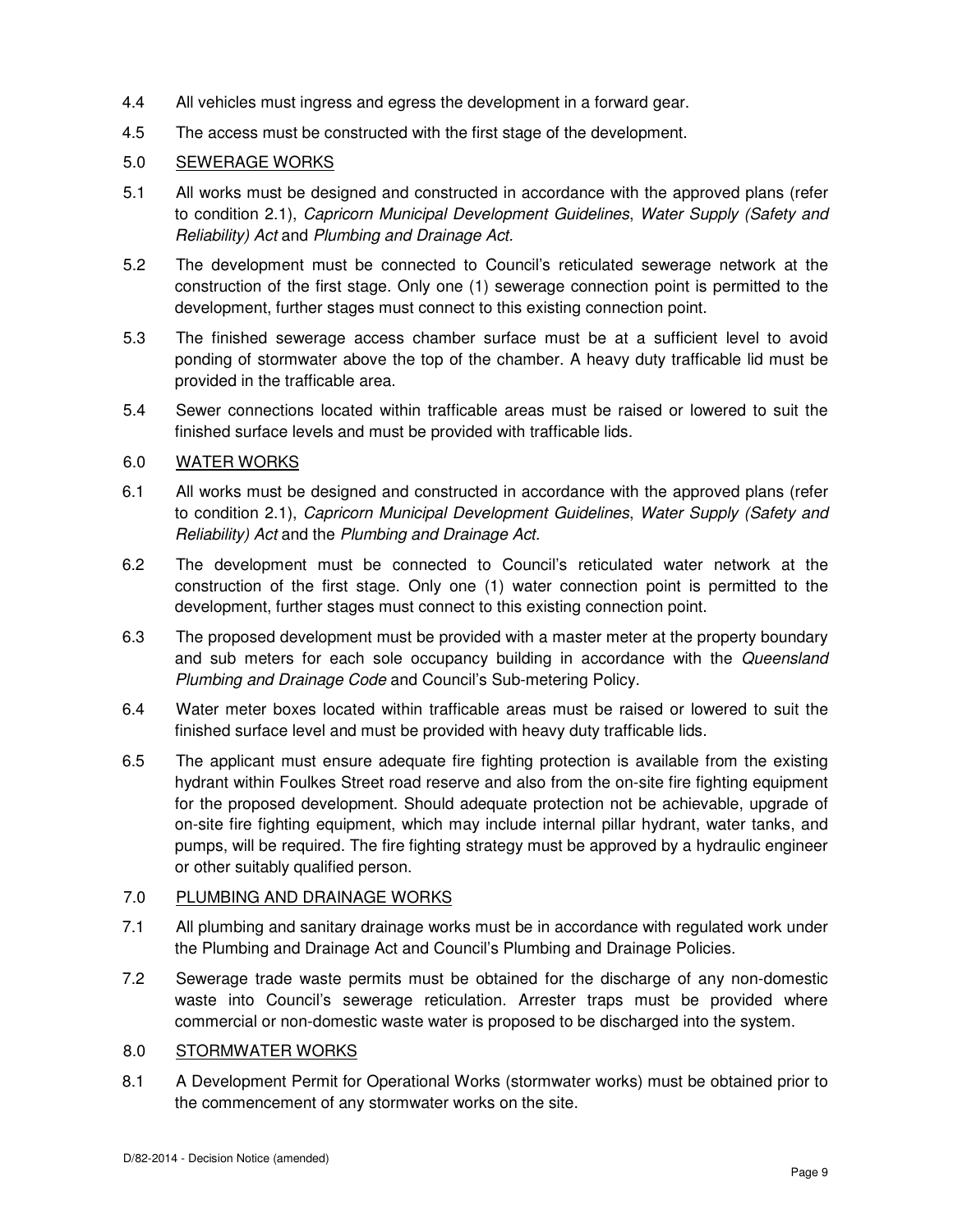4.4 All vehicles must ingress and egress the development in a forward gear.

4.5 The access must be constructed with the first stage of the development.

5.0 <u>SEWERAGE WORKS</u>

5.1 All works must be designed and constructed in accordance with the approved plans (refer to condition 2.1), *Capricorn Municipal Development Guidelines*, *Water Supply (Safety and Reliability) Act* and *Plumbing and Drainage Act*.

5.2 The development must be connected to Council's reticulated sewerage network at the construction of the first stage. Only one (1) sewerage connection point is permitted to the development, further stages must connect to this existing connection point.

5.3 The finished sewerage access chamber surface must be at a sufficient level to avoid ponding of stormwater above the top of the chamber. A heavy duty trafficable lid must be provided in the trafficable area.

5.4 Sewer connections located within trafficable areas must be raised or lowered to suit the finished surface levels and must be provided with trafficable lids.

6.0 <u>WATER WORKS</u>

6.1 All works must be designed and constructed in accordance with the approved plans (refer to condition 2.1), *Capricorn Municipal Development Guidelines*, *Water Supply (Safety and Reliability) Act* and the *Plumbing and Drainage Act*.

6.2 The development must be connected to Council's reticulated water network at the construction of the first stage. Only one (1) water connection point is permitted to the development, further stages must connect to this existing connection point.

6.3 The proposed development must be provided with a master meter at the property boundary and sub meters for each sole occupancy building in accordance with the *Queensland Plumbing and Drainage Code* and Council's Sub-metering Policy.

6.4 Water meter boxes located within trafficable areas must be raised or lowered to suit the finished surface level and must be provided with heavy duty trafficable lids.

6.5 The applicant must ensure adequate fire fighting protection is available from the existing hydrant within Foulkes Street road reserve and also from the on-site fire fighting equipment for the proposed development. Should adequate protection not be achievable, upgrade of on-site fire fighting equipment, which may include internal pillar hydrant, water tanks, and pumps, will be required. The fire fighting strategy must be approved by a hydraulic engineer or other suitably qualified person.

7.0 <u>PLUMBING AND DRAINAGE WORKS</u>

7.1 All plumbing and sanitary drainage works must be in accordance with regulated work under the Plumbing and Drainage Act and Council's Plumbing and Drainage Policies.

7.2 Sewerage trade waste permits must be obtained for the discharge of any non-domestic waste into Council's sewerage reticulation. Arrester traps must be provided where commercial or non-domestic waste water is proposed to be discharged into the system.

8.0 <u>STORMWATER WORKS</u>

8.1 A Development Permit for Operational Works (stormwater works) must be obtained prior to the commencement of any stormwater works on the site.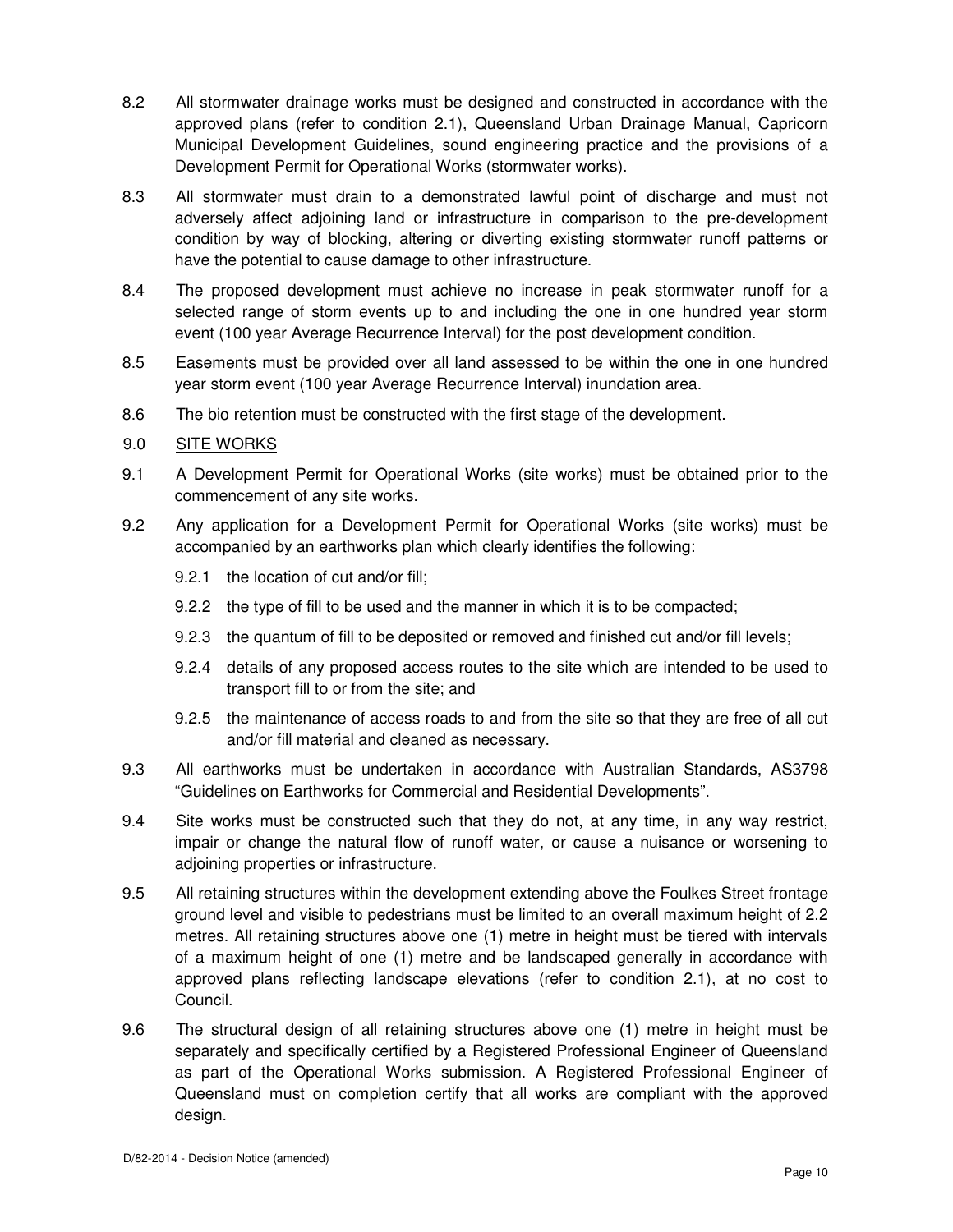8.2 All stormwater drainage works must be designed and constructed in accordance with the approved plans (refer to condition 2.1), Queensland Urban Drainage Manual, Capricorn Municipal Development Guidelines, sound engineering practice and the provisions of a Development Permit for Operational Works (stormwater works).

8.3 All stormwater must drain to a demonstrated lawful point of discharge and must not adversely affect adjoining land or infrastructure in comparison to the pre-development condition by way of blocking, altering or diverting existing stormwater runoff patterns or have the potential to cause damage to other infrastructure.

8.4 The proposed development must achieve no increase in peak stormwater runoff for a selected range of storm events up to and including the one in one hundred year storm event (100 year Average Recurrence Interval) for the post development condition.

8.5 Easements must be provided over all land assessed to be within the one in one hundred year storm event (100 year Average Recurrence Interval) inundation area.

8.6 The bio retention must be constructed with the first stage of the development.

9.0 <u>SITE WORKS</u>

9.1 A Development Permit for Operational Works (site works) must be obtained prior to the commencement of any site works.

9.2 Any application for a Development Permit for Operational Works (site works) must be accompanied by an earthworks plan which clearly identifies the following:

9.2.1 the location of cut and/or fill;

9.2.2 the type of fill to be used and the manner in which it is to be compacted;

9.2.3 the quantum of fill to be deposited or removed and finished cut and/or fill levels;

9.2.4 details of any proposed access routes to the site which are intended to be used to transport fill to or from the site; and

9.2.5 the maintenance of access roads to and from the site so that they are free of all cut and/or fill material and cleaned as necessary.

9.3 All earthworks must be undertaken in accordance with Australian Standards, AS3798 "Guidelines on Earthworks for Commercial and Residential Developments".

9.4 Site works must be constructed such that they do not, at any time, in any way restrict, impair or change the natural flow of runoff water, or cause a nuisance or worsening to adjoining properties or infrastructure.

9.5 All retaining structures within the development extending above the Foulkes Street frontage ground level and visible to pedestrians must be limited to an overall maximum height of 2.2 metres. All retaining structures above one (1) metre in height must be tiered with intervals of a maximum height of one (1) metre and be landscaped generally in accordance with approved plans reflecting landscape elevations (refer to condition 2.1), at no cost to Council.

9.6 The structural design of all retaining structures above one (1) metre in height must be separately and specifically certified by a Registered Professional Engineer of Queensland as part of the Operational Works submission. A Registered Professional Engineer of Queensland must on completion certify that all works are compliant with the approved design.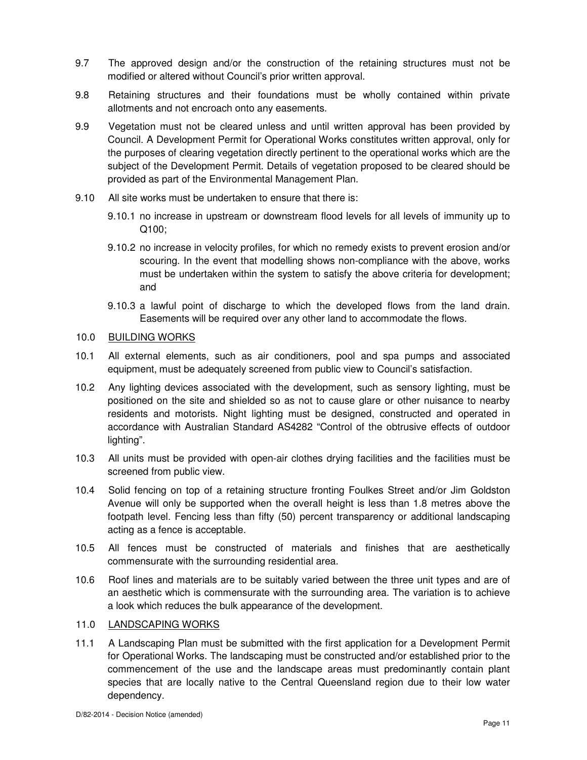9.7 The approved design and/or the construction of the retaining structures must not be modified or altered without Council's prior written approval.

9.8 Retaining structures and their foundations must be wholly contained within private allotments and not encroach onto any easements.

9.9 Vegetation must not be cleared unless and until written approval has been provided by Council. A Development Permit for Operational Works constitutes written approval, only for the purposes of clearing vegetation directly pertinent to the operational works which are the subject of the Development Permit. Details of vegetation proposed to be cleared should be provided as part of the Environmental Management Plan.

9.10 All site works must be undertaken to ensure that there is:

9.10.1 no increase in upstream or downstream flood levels for all levels of immunity up to Q100;

9.10.2 no increase in velocity profiles, for which no remedy exists to prevent erosion and/or scouring. In the event that modelling shows non-compliance with the above, works must be undertaken within the system to satisfy the above criteria for development; and

9.10.3 a lawful point of discharge to which the developed flows from the land drain. Easements will be required over any other land to accommodate the flows.

## 10.0 BUILDING WORKS

10.1 All external elements, such as air conditioners, pool and spa pumps and associated equipment, must be adequately screened from public view to Council's satisfaction.

10.2 Any lighting devices associated with the development, such as sensory lighting, must be positioned on the site and shielded so as not to cause glare or other nuisance to nearby residents and motorists. Night lighting must be designed, constructed and operated in accordance with Australian Standard AS4282 "Control of the obtrusive effects of outdoor lighting".

10.3 All units must be provided with open-air clothes drying facilities and the facilities must be screened from public view.

10.4 Solid fencing on top of a retaining structure fronting Foulkes Street and/or Jim Goldston Avenue will only be supported when the overall height is less than 1.8 metres above the footpath level. Fencing less than fifty (50) percent transparency or additional landscaping acting as a fence is acceptable.

10.5 All fences must be constructed of materials and finishes that are aesthetically commensurate with the surrounding residential area.

10.6 Roof lines and materials are to be suitably varied between the three unit types and are of an aesthetic which is commensurate with the surrounding area. The variation is to achieve a look which reduces the bulk appearance of the development.

## 11.0 LANDSCAPING WORKS

11.1 A Landscaping Plan must be submitted with the first application for a Development Permit for Operational Works. The landscaping must be constructed and/or established prior to the commencement of the use and the landscape areas must predominantly contain plant species that are locally native to the Central Queensland region due to their low water dependency.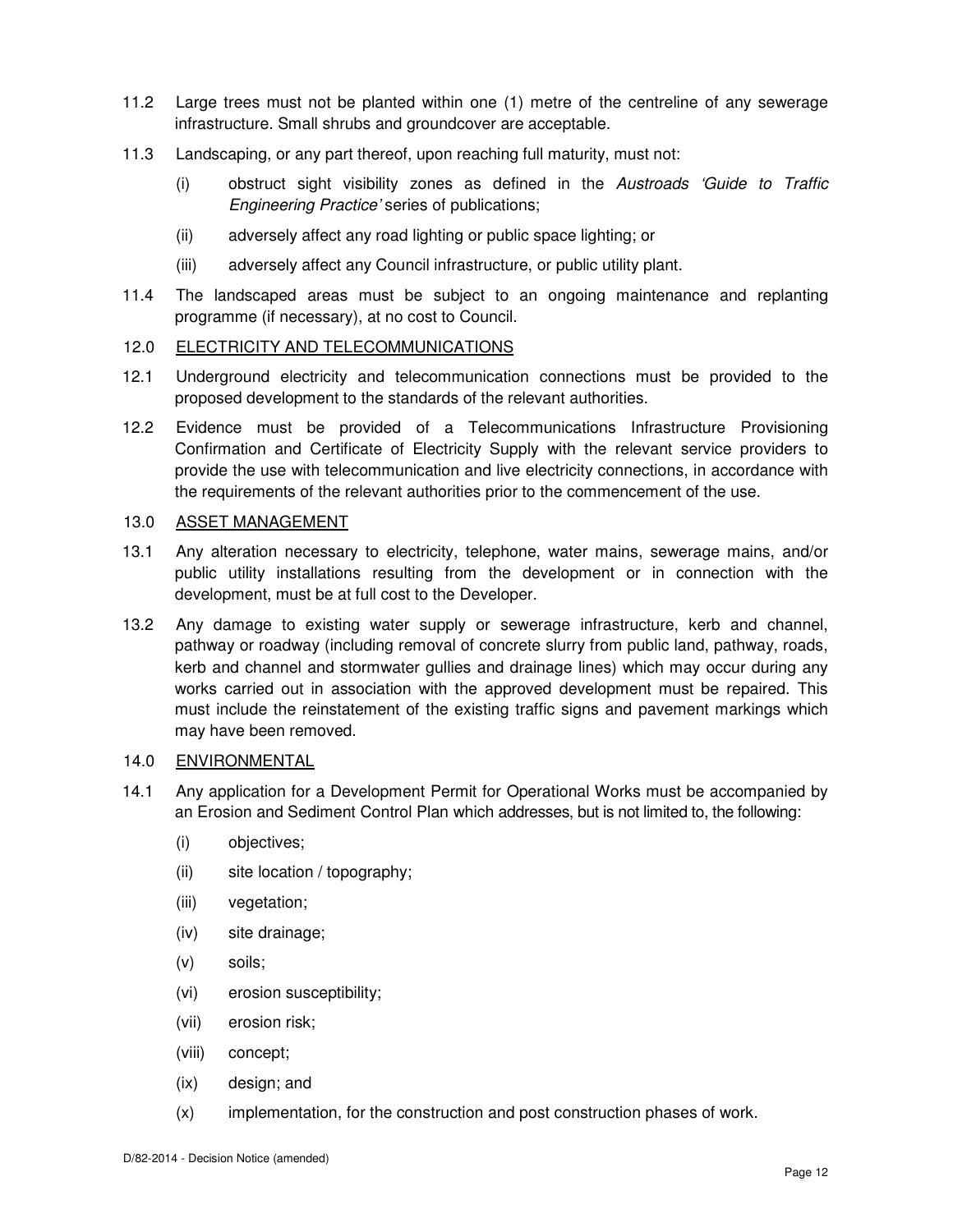11.2 Large trees must not be planted within one (1) metre of the centreline of any sewerage infrastructure. Small shrubs and groundcover are acceptable.

11.3 Landscaping, or any part thereof, upon reaching full maturity, must not:

(i) obstruct sight visibility zones as defined in the *Austroads 'Guide to Traffic Engineering Practice'* series of publications;

(ii) adversely affect any road lighting or public space lighting; or

(iii) adversely affect any Council infrastructure, or public utility plant.

11.4 The landscaped areas must be subject to an ongoing maintenance and replanting programme (if necessary), at no cost to Council.

12.0 <u>ELECTRICITY AND TELECOMMUNICATIONS</u>

12.1 Underground electricity and telecommunication connections must be provided to the proposed development to the standards of the relevant authorities.

12.2 Evidence must be provided of a Telecommunications Infrastructure Provisioning Confirmation and Certificate of Electricity Supply with the relevant service providers to provide the use with telecommunication and live electricity connections, in accordance with the requirements of the relevant authorities prior to the commencement of the use.

13.0 <u>ASSET MANAGEMENT</u>

13.1 Any alteration necessary to electricity, telephone, water mains, sewerage mains, and/or public utility installations resulting from the development or in connection with the development, must be at full cost to the Developer.

13.2 Any damage to existing water supply or sewerage infrastructure, kerb and channel, pathway or roadway (including removal of concrete slurry from public land, pathway, roads, kerb and channel and stormwater gullies and drainage lines) which may occur during any works carried out in association with the approved development must be repaired. This must include the reinstatement of the existing traffic signs and pavement markings which may have been removed.

14.0 <u>ENVIRONMENTAL</u>

14.1 Any application for a Development Permit for Operational Works must be accompanied by an Erosion and Sediment Control Plan which addresses, but is not limited to, the following:

(i) objectives;

(ii) site location / topography;

(iii) vegetation;

(iv) site drainage;

(v) soils;

(vi) erosion susceptibility;

(vii) erosion risk;

(viii) concept;

(ix) design; and

(x) implementation, for the construction and post construction phases of work.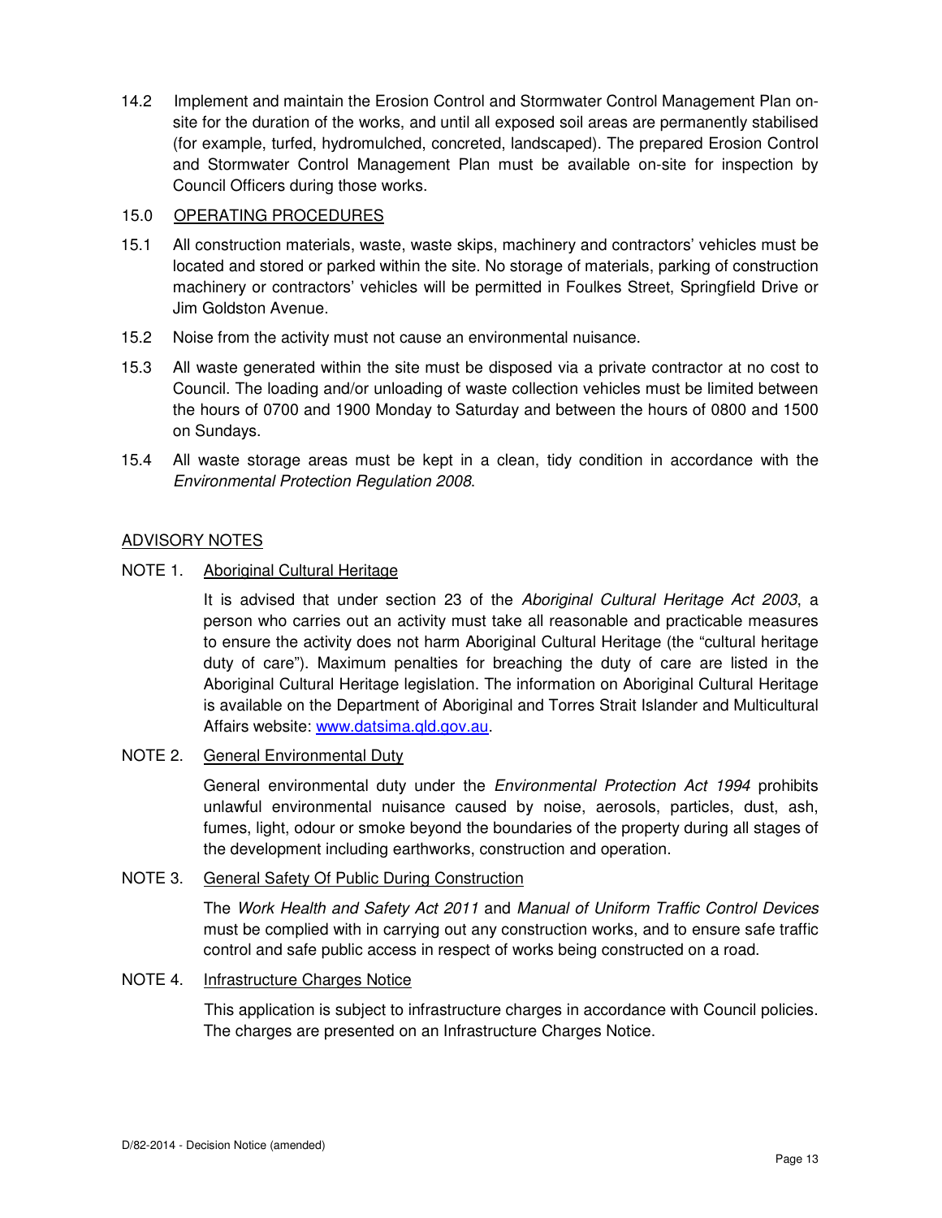14.2 Implement and maintain the Erosion Control and Stormwater Control Management Plan on-site for the duration of the works, and until all exposed soil areas are permanently stabilised (for example, turfed, hydromulched, concreted, landscaped). The prepared Erosion Control and Stormwater Control Management Plan must be available on-site for inspection by Council Officers during those works.

15.0 <u>OPERATING PROCEDURES</u>

15.1 All construction materials, waste, waste skips, machinery and contractors' vehicles must be located and stored or parked within the site. No storage of materials, parking of construction machinery or contractors' vehicles will be permitted in Foulkes Street, Springfield Drive or Jim Goldston Avenue.

15.2 Noise from the activity must not cause an environmental nuisance.

15.3 All waste generated within the site must be disposed via a private contractor at no cost to Council. The loading and/or unloading of waste collection vehicles must be limited between the hours of 0700 and 1900 Monday to Saturday and between the hours of 0800 and 1500 on Sundays.

15.4 All waste storage areas must be kept in a clean, tidy condition in accordance with the *Environmental Protection Regulation 2008*.

## <u>ADVISORY NOTES</u>

NOTE 1. <u>Aboriginal Cultural Heritage</u>

It is advised that under section 23 of the *Aboriginal Cultural Heritage Act 2003*, a person who carries out an activity must take all reasonable and practicable measures to ensure the activity does not harm Aboriginal Cultural Heritage (the "cultural heritage duty of care"). Maximum penalties for breaching the duty of care are listed in the Aboriginal Cultural Heritage legislation. The information on Aboriginal Cultural Heritage is available on the Department of Aboriginal and Torres Strait Islander and Multicultural Affairs website: www.datsima.qld.gov.au.

NOTE 2. <u>General Environmental Duty</u>

General environmental duty under the *Environmental Protection Act 1994* prohibits unlawful environmental nuisance caused by noise, aerosols, particles, dust, ash, fumes, light, odour or smoke beyond the boundaries of the property during all stages of the development including earthworks, construction and operation.

NOTE 3. <u>General Safety Of Public During Construction</u>

The *Work Health and Safety Act 2011* and *Manual of Uniform Traffic Control Devices* must be complied with in carrying out any construction works, and to ensure safe traffic control and safe public access in respect of works being constructed on a road.

NOTE 4. <u>Infrastructure Charges Notice</u>

This application is subject to infrastructure charges in accordance with Council policies. The charges are presented on an Infrastructure Charges Notice.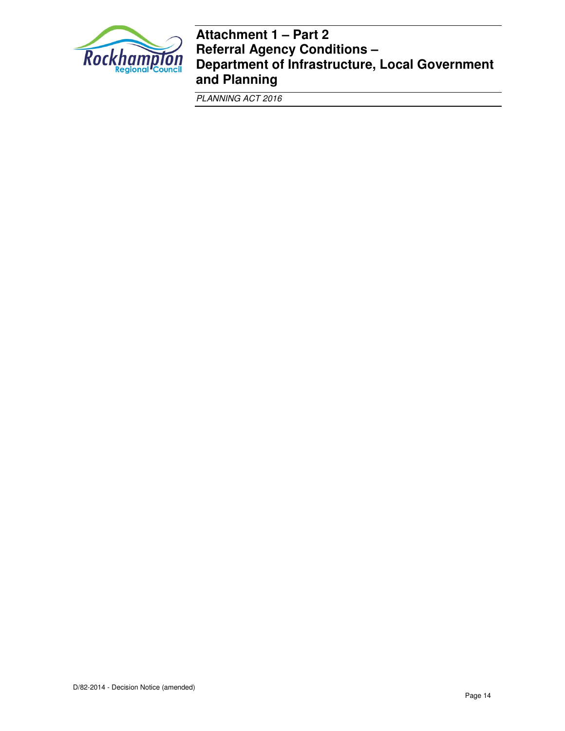# Attachment 1 – Part 2
# Referral Agency Conditions – Department of Infrastructure, Local Government and Planning

*PLANNING ACT 2016*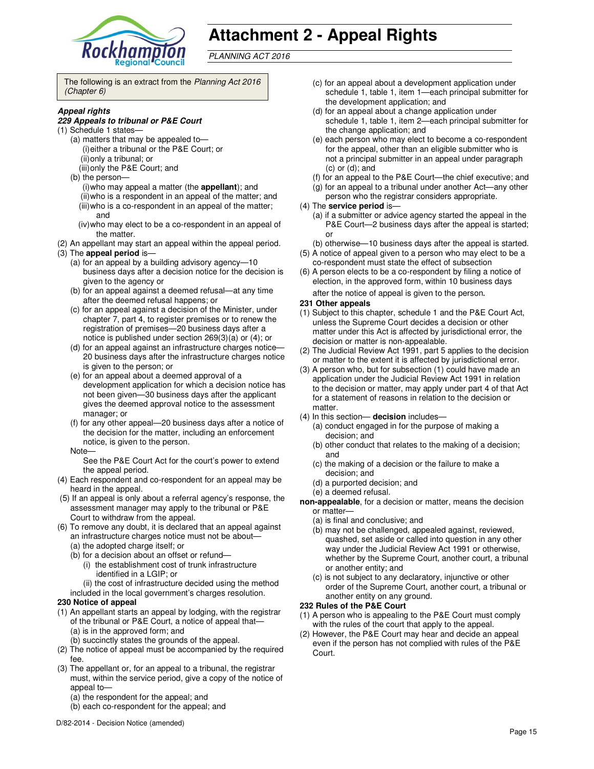# Attachment 2 - Appeal Rights

*PLANNING ACT 2016*

The following is an extract from the *Planning Act 2016 (Chapter 6)*

***Appeal rights***

***229 Appeals to tribunal or P&E Court***

(1) Schedule 1 states—
   (a) matters that may be appealed to—
      (i) either a tribunal or the P&E Court; or
      (ii) only a tribunal; or
      (iii) only the P&E Court; and
   (b) the person—
      (i) who may appeal a matter (the **appellant**); and
      (ii) who is a respondent in an appeal of the matter; and
      (iii) who is a co-respondent in an appeal of the matter; and
      (iv) who may elect to be a co-respondent in an appeal of the matter.

(2) An appellant may start an appeal within the appeal period.

(3) The **appeal period** is—
   (a) for an appeal by a building advisory agency—10 business days after a decision notice for the decision is given to the agency or
   (b) for an appeal against a deemed refusal—at any time after the deemed refusal happens; or
   (c) for an appeal against a decision of the Minister, under chapter 7, part 4, to register premises or to renew the registration of premises—20 business days after a notice is published under section 269(3)(a) or (4); or
   (d) for an appeal against an infrastructure charges notice—20 business days after the infrastructure charges notice is given to the person; or
   (e) for an appeal about a deemed approval of a development application for which a decision notice has not been given—30 business days after the applicant gives the deemed approval notice to the assessment manager; or
   (f) for any other appeal—20 business days after a notice of the decision for the matter, including an enforcement notice, is given to the person.

   Note—
   See the P&E Court Act for the court's power to extend the appeal period.

(4) Each respondent and co-respondent for an appeal may be heard in the appeal.

(5) If an appeal is only about a referral agency's response, the assessment manager may apply to the tribunal or P&E Court to withdraw from the appeal.

(6) To remove any doubt, it is declared that an appeal against an infrastructure charges notice must not be about—
   (a) the adopted charge itself; or
   (b) for a decision about an offset or refund—
      (i) the establishment cost of trunk infrastructure identified in a LGIP; or
      (ii) the cost of infrastructure decided using the method included in the local government's charges resolution.

**230 Notice of appeal**

(1) An appellant starts an appeal by lodging, with the registrar of the tribunal or P&E Court, a notice of appeal that—
   (a) is in the approved form; and
   (b) succinctly states the grounds of the appeal.

(2) The notice of appeal must be accompanied by the required fee.

(3) The appellant or, for an appeal to a tribunal, the registrar must, within the service period, give a copy of the notice of appeal to—
   (a) the respondent for the appeal; and
   (b) each co-respondent for the appeal; and
   (c) for an appeal about a development application under schedule 1, table 1, item 1—each principal submitter for the development application; and
   (d) for an appeal about a change application under schedule 1, table 1, item 2—each principal submitter for the change application; and
   (e) each person who may elect to become a co-respondent for the appeal, other than an eligible submitter who is not a principal submitter in an appeal under paragraph (c) or (d); and
   (f) for an appeal to the P&E Court—the chief executive; and
   (g) for an appeal to a tribunal under another Act—any other person who the registrar considers appropriate.

(4) The **service period** is—
   (a) if a submitter or advice agency started the appeal in the P&E Court—2 business days after the appeal is started; or
   (b) otherwise—10 business days after the appeal is started.

(5) A notice of appeal given to a person who may elect to be a co-respondent must state the effect of subsection

(6) A person elects to be a co-respondent by filing a notice of election, in the approved form, within 10 business days after the notice of appeal is given to the person.

**231 Other appeals**

(1) Subject to this chapter, schedule 1 and the P&E Court Act, unless the Supreme Court decides a decision or other matter under this Act is affected by jurisdictional error, the decision or matter is non-appealable.

(2) The Judicial Review Act 1991, part 5 applies to the decision or matter to the extent it is affected by jurisdictional error.

(3) A person who, but for subsection (1) could have made an application under the Judicial Review Act 1991 in relation to the decision or matter, may apply under part 4 of that Act for a statement of reasons in relation to the decision or matter.

(4) In this section— **decision** includes—
   (a) conduct engaged in for the purpose of making a decision; and
   (b) other conduct that relates to the making of a decision; and
   (c) the making of a decision or the failure to make a decision; and
   (d) a purported decision; and
   (e) a deemed refusal.

**non-appealable**, for a decision or matter, means the decision or matter—
   (a) is final and conclusive; and
   (b) may not be challenged, appealed against, reviewed, quashed, set aside or called into question in any other way under the Judicial Review Act 1991 or otherwise, whether by the Supreme Court, another court, a tribunal or another entity; and
   (c) is not subject to any declaratory, injunctive or other order of the Supreme Court, another court, a tribunal or another entity on any ground.

**232 Rules of the P&E Court**

(1) A person who is appealing to the P&E Court must comply with the rules of the court that apply to the appeal.

(2) However, the P&E Court may hear and decide an appeal even if the person has not complied with rules of the P&E Court.

D/82-2014 - Decision Notice (amended)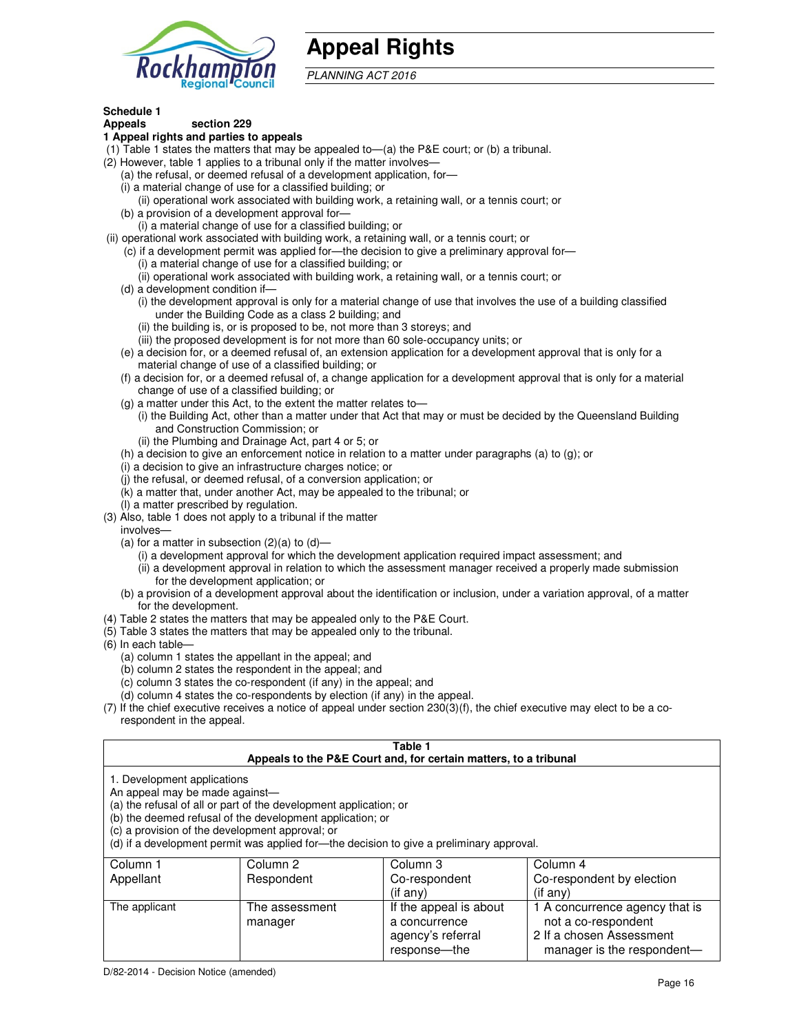# Appeal Rights

*PLANNING ACT 2016*

**Schedule 1**
**Appeals section 229**

**1 Appeal rights and parties to appeals**

(1) Table 1 states the matters that may be appealed to—(a) the P&E court; or (b) a tribunal.

(2) However, table 1 applies to a tribunal only if the matter involves—

(a) the refusal, or deemed refusal of a development application, for—

(i) a material change of use for a classified building; or

(ii) operational work associated with building work, a retaining wall, or a tennis court; or

(b) a provision of a development approval for—

(i) a material change of use for a classified building; or

(ii) operational work associated with building work, a retaining wall, or a tennis court; or

(c) if a development permit was applied for—the decision to give a preliminary approval for—

(i) a material change of use for a classified building; or

(ii) operational work associated with building work, a retaining wall, or a tennis court; or

(d) a development condition if—

(i) the development approval is only for a material change of use that involves the use of a building classified under the Building Code as a class 2 building; and

(ii) the building is, or is proposed to be, not more than 3 storeys; and

(iii) the proposed development is for not more than 60 sole-occupancy units; or

(e) a decision for, or a deemed refusal of, an extension application for a development approval that is only for a material change of use of a classified building; or

(f) a decision for, or a deemed refusal of, a change application for a development approval that is only for a material change of use of a classified building; or

(g) a matter under this Act, to the extent the matter relates to—

(i) the Building Act, other than a matter under that Act that may or must be decided by the Queensland Building and Construction Commission; or

(ii) the Plumbing and Drainage Act, part 4 or 5; or

(h) a decision to give an enforcement notice in relation to a matter under paragraphs (a) to (g); or

(i) a decision to give an infrastructure charges notice; or

(j) the refusal, or deemed refusal, of a conversion application; or

(k) a matter that, under another Act, may be appealed to the tribunal; or

(l) a matter prescribed by regulation.

(3) Also, table 1 does not apply to a tribunal if the matter involves—

(a) for a matter in subsection (2)(a) to (d)—

(i) a development approval for which the development application required impact assessment; and

(ii) a development approval in relation to which the assessment manager received a properly made submission for the development application; or

(b) a provision of a development approval about the identification or inclusion, under a variation approval, of a matter for the development.

(4) Table 2 states the matters that may be appealed only to the P&E Court.

(5) Table 3 states the matters that may be appealed only to the tribunal.

(6) In each table—

(a) column 1 states the appellant in the appeal; and

(b) column 2 states the respondent in the appeal; and

(c) column 3 states the co-respondent (if any) in the appeal; and

(d) column 4 states the co-respondents by election (if any) in the appeal.

(7) If the chief executive receives a notice of appeal under section 230(3)(f), the chief executive may elect to be a co-respondent in the appeal.

**Table 1**
**Appeals to the P&E Court and, for certain matters, to a tribunal**

1. Development applications
An appeal may be made against—
(a) the refusal of all or part of the development application; or
(b) the deemed refusal of the development application; or
(c) a provision of the development approval; or
(d) if a development permit was applied for—the decision to give a preliminary approval.

| Column 1<br>Appellant | Column 2<br>Respondent | Column 3<br>Co-respondent<br>(if any) | Column 4<br>Co-respondent by election<br>(if any) |
|---|---|---|---|
| The applicant | The assessment manager | If the appeal is about a concurrence agency's referral response—the | 1 A concurrence agency that is not a co-respondent<br>2 If a chosen Assessment manager is the respondent— |

D/82-2014 - Decision Notice (amended)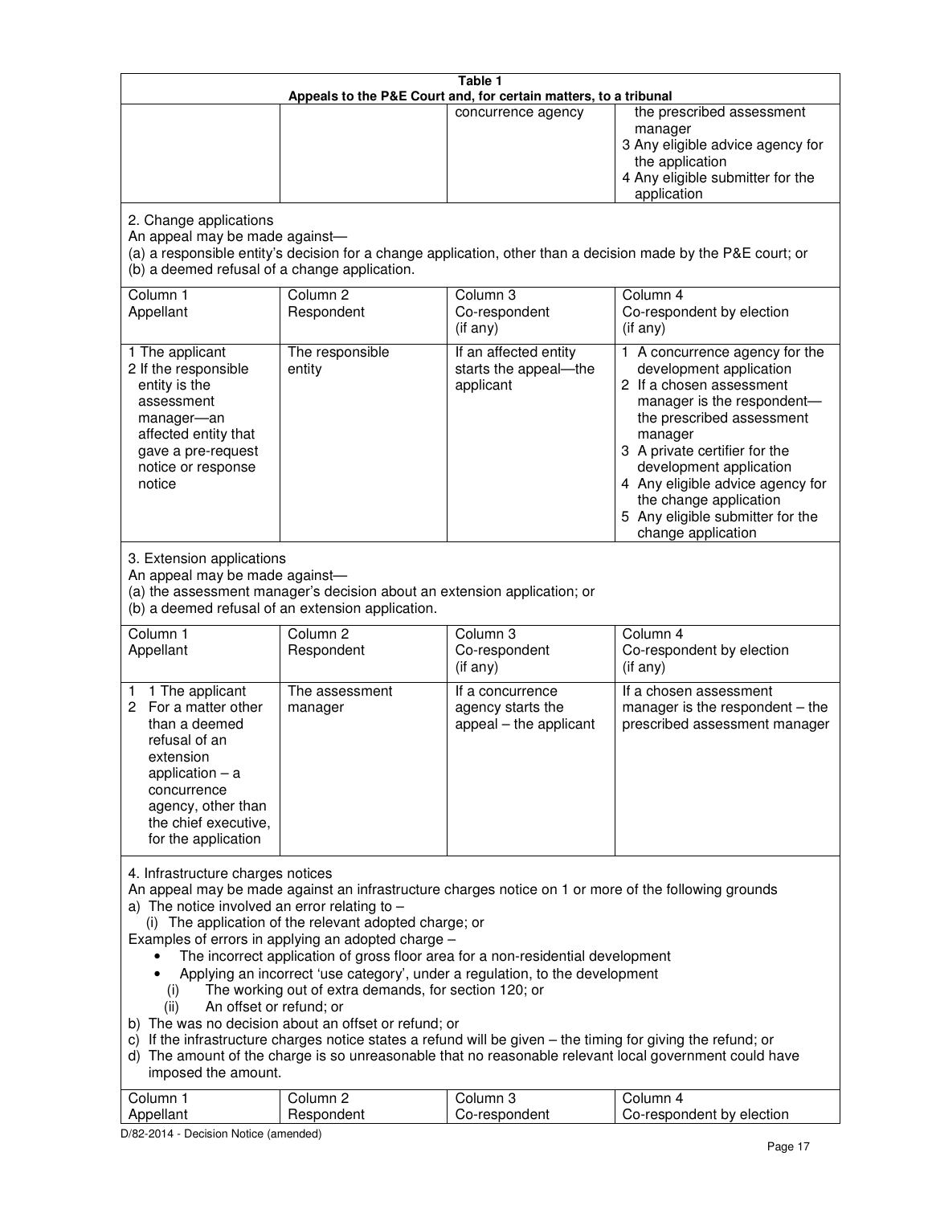| Table 1 | | | |
|---|---|---|---|
| **Appeals to the P&E Court and, for certain matters, to a tribunal** | | | |
| | | concurrence agency | the prescribed assessment manager<br>3 Any eligible advice agency for the application<br>4 Any eligible submitter for the application |

2. Change applications

An appeal may be made against—

(a) a responsible entity's decision for a change application, other than a decision made by the P&E court; or

(b) a deemed refusal of a change application.

| Column 1<br>Appellant | Column 2<br>Respondent | Column 3<br>Co-respondent<br>(if any) | Column 4<br>Co-respondent by election<br>(if any) |
|---|---|---|---|
| 1 The applicant<br>2 If the responsible entity is the assessment manager—an affected entity that gave a pre-request notice or response notice | The responsible entity | If an affected entity starts the appeal—the applicant | 1 A concurrence agency for the development application<br>2 If a chosen assessment manager is the respondent—the prescribed assessment manager<br>3 A private certifier for the development application<br>4 Any eligible advice agency for the change application<br>5 Any eligible submitter for the change application |

3. Extension applications

An appeal may be made against—

(a) the assessment manager's decision about an extension application; or

(b) a deemed refusal of an extension application.

| Column 1<br>Appellant | Column 2<br>Respondent | Column 3<br>Co-respondent<br>(if any) | Column 4<br>Co-respondent by election<br>(if any) |
|---|---|---|---|
| 1 1 The applicant<br>2 For a matter other than a deemed refusal of an extension application – a concurrence agency, other than the chief executive, for the application | The assessment manager | If a concurrence agency starts the appeal – the applicant | If a chosen assessment manager is the respondent – the prescribed assessment manager |

4. Infrastructure charges notices

An appeal may be made against an infrastructure charges notice on 1 or more of the following grounds

a) The notice involved an error relating to –

(i) The application of the relevant adopted charge; or

Examples of errors in applying an adopted charge –

- The incorrect application of gross floor area for a non-residential development
- Applying an incorrect 'use category', under a regulation, to the development

(i) The working out of extra demands, for section 120; or

(ii) An offset or refund; or

b) The was no decision about an offset or refund; or

c) If the infrastructure charges notice states a refund will be given – the timing for giving the refund; or

d) The amount of the charge is so unreasonable that no reasonable relevant local government could have imposed the amount.

| Column 1<br>Appellant | Column 2<br>Respondent | Column 3<br>Co-respondent | Column 4<br>Co-respondent by election |
|---|---|---|---|

D/82-2014 - Decision Notice (amended)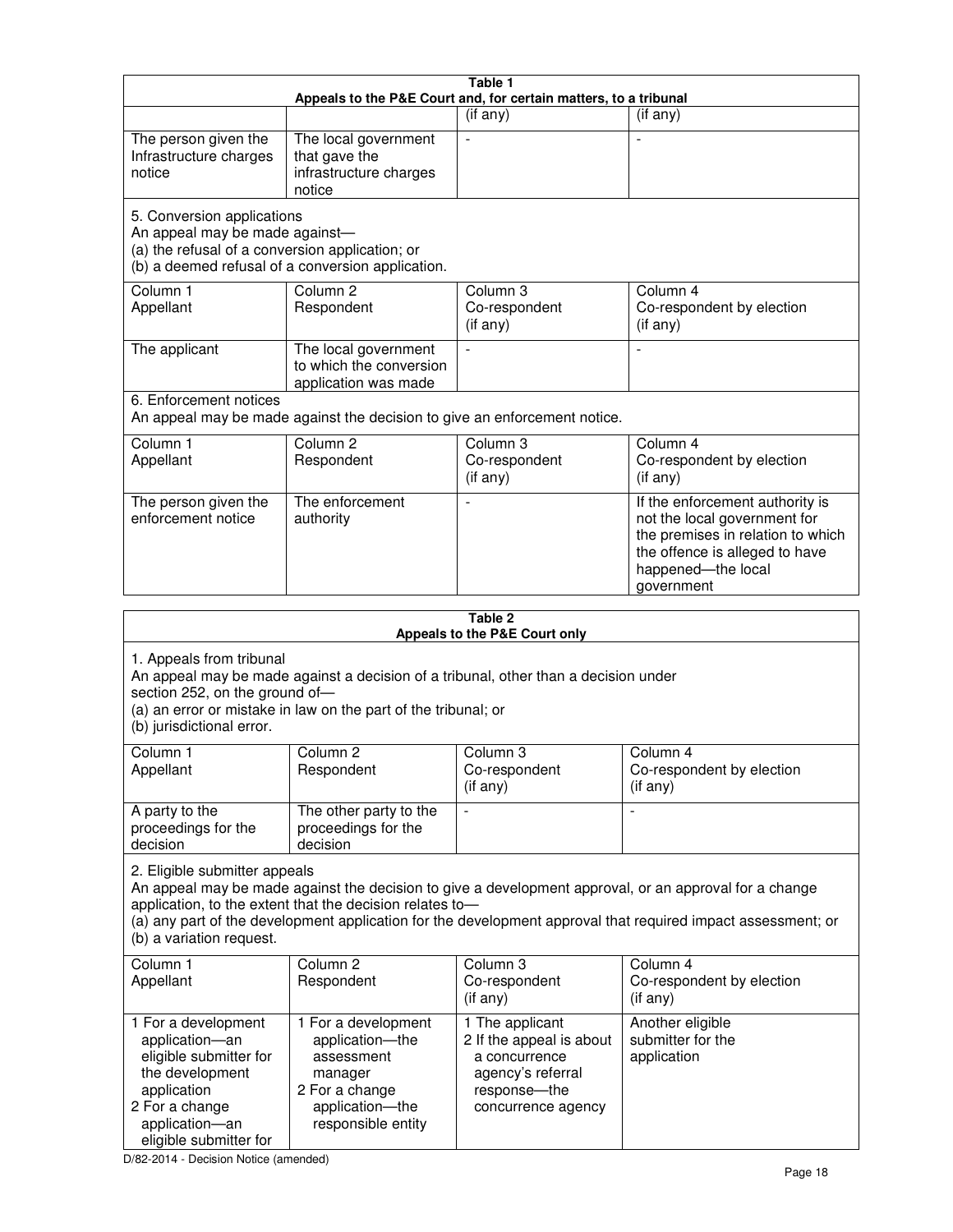**Table 1**
**Appeals to the P&E Court and, for certain matters, to a tribunal**

| | | (if any) | (if any) |
|---|---|---|---|
| The person given the Infrastructure charges notice | The local government that gave the infrastructure charges notice | - | - |

5. Conversion applications
An appeal may be made against—
(a) the refusal of a conversion application; or
(b) a deemed refusal of a conversion application.

| Column 1 Appellant | Column 2 Respondent | Column 3 Co-respondent (if any) | Column 4 Co-respondent by election (if any) |
|---|---|---|---|
| The applicant | The local government to which the conversion application was made | - | - |

6. Enforcement notices
An appeal may be made against the decision to give an enforcement notice.

| Column 1 Appellant | Column 2 Respondent | Column 3 Co-respondent (if any) | Column 4 Co-respondent by election (if any) |
|---|---|---|---|
| The person given the enforcement notice | The enforcement authority | - | If the enforcement authority is not the local government for the premises in relation to which the offence is alleged to have happened—the local government |

**Table 2**
**Appeals to the P&E Court only**

1. Appeals from tribunal
An appeal may be made against a decision of a tribunal, other than a decision under section 252, on the ground of—
(a) an error or mistake in law on the part of the tribunal; or
(b) jurisdictional error.

| Column 1 Appellant | Column 2 Respondent | Column 3 Co-respondent (if any) | Column 4 Co-respondent by election (if any) |
|---|---|---|---|
| A party to the proceedings for the decision | The other party to the proceedings for the decision | - | - |

2. Eligible submitter appeals
An appeal may be made against the decision to give a development approval, or an approval for a change application, to the extent that the decision relates to—
(a) any part of the development application for the development approval that required impact assessment; or
(b) a variation request.

| Column 1 Appellant | Column 2 Respondent | Column 3 Co-respondent (if any) | Column 4 Co-respondent by election (if any) |
|---|---|---|---|
| 1 For a development application—an eligible submitter for the development application<br>2 For a change application—an eligible submitter for | 1 For a development application—the assessment manager<br>2 For a change application—the responsible entity | 1 The applicant<br>2 If the appeal is about a concurrence agency's referral response—the concurrence agency | Another eligible submitter for the application |

D/82-2014 - Decision Notice (amended)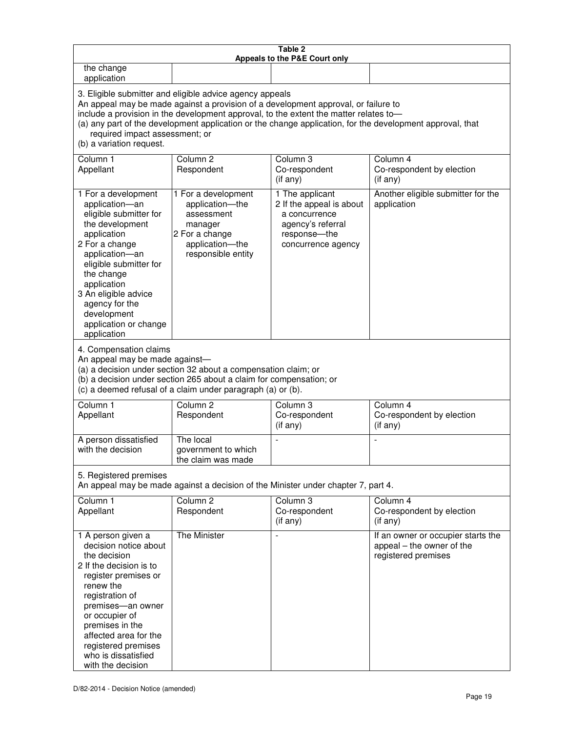| Table 2<br>Appeals to the P&E Court only | | | |
|---|---|---|---|
| the change application | | | |
| **3. Eligible submitter and eligible advice agency appeals**<br>An appeal may be made against a provision of a development approval, or failure to include a provision in the development approval, to the extent the matter relates to—<br>(a) any part of the development application or the change application, for the development approval, that required impact assessment; or<br>(b) a variation request. | | | |
| Column 1<br>Appellant | Column 2<br>Respondent | Column 3<br>Co-respondent<br>(if any) | Column 4<br>Co-respondent by election<br>(if any) |
| 1 For a development application—an eligible submitter for the development application<br>2 For a change application—an eligible submitter for the change application<br>3 An eligible advice agency for the development application or change application | 1 For a development application—the assessment manager<br>2 For a change application—the responsible entity | 1 The applicant<br>2 If the appeal is about a concurrence agency's referral response—the concurrence agency | Another eligible submitter for the application |
| **4. Compensation claims**<br>An appeal may be made against—<br>(a) a decision under section 32 about a compensation claim; or<br>(b) a decision under section 265 about a claim for compensation; or<br>(c) a deemed refusal of a claim under paragraph (a) or (b). | | | |
| Column 1<br>Appellant | Column 2<br>Respondent | Column 3<br>Co-respondent<br>(if any) | Column 4<br>Co-respondent by election<br>(if any) |
| A person dissatisfied with the decision | The local government to which the claim was made | - | - |
| **5. Registered premises**<br>An appeal may be made against a decision of the Minister under chapter 7, part 4. | | | |
| Column 1<br>Appellant | Column 2<br>Respondent | Column 3<br>Co-respondent<br>(if any) | Column 4<br>Co-respondent by election<br>(if any) |
| 1 A person given a decision notice about the decision<br>2 If the decision is to register premises or renew the registration of premises—an owner or occupier of premises in the affected area for the registered premises who is dissatisfied with the decision | The Minister | - | If an owner or occupier starts the appeal – the owner of the registered premises |

D/82-2014 - Decision Notice (amended)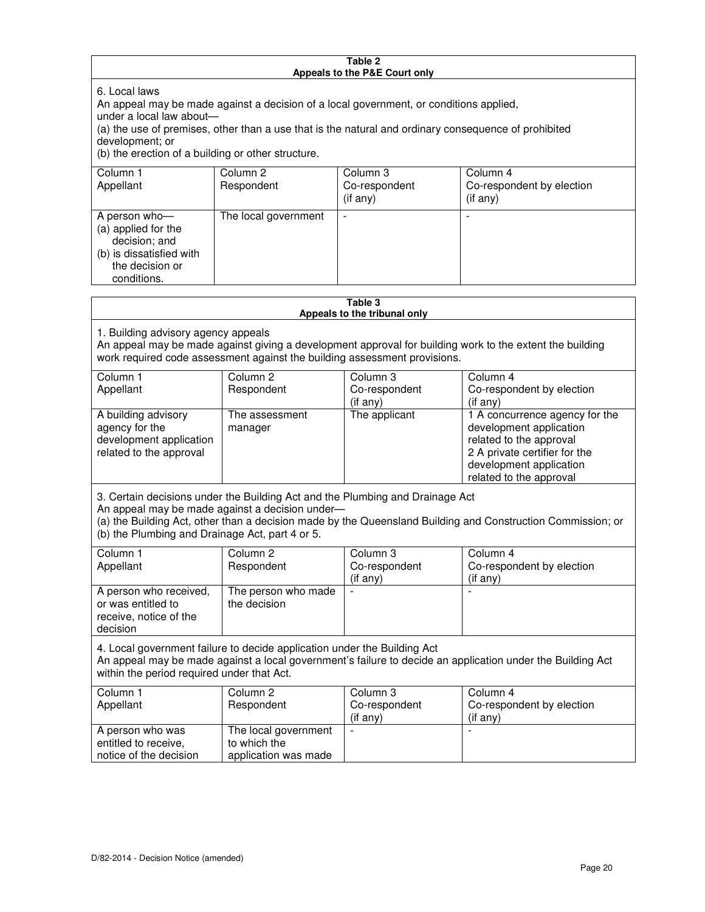**Table 2**
**Appeals to the P&E Court only**

6. Local laws
An appeal may be made against a decision of a local government, or conditions applied, under a local law about—
(a) the use of premises, other than a use that is the natural and ordinary consequence of prohibited development; or
(b) the erection of a building or other structure.

| Column 1 Appellant | Column 2 Respondent | Column 3 Co-respondent (if any) | Column 4 Co-respondent by election (if any) |
|---|---|---|---|
| A person who— (a) applied for the decision; and (b) is dissatisfied with the decision or conditions. | The local government | - | - |

**Table 3**
**Appeals to the tribunal only**

1. Building advisory agency appeals
An appeal may be made against giving a development approval for building work to the extent the building work required code assessment against the building assessment provisions.

| Column 1 Appellant | Column 2 Respondent | Column 3 Co-respondent (if any) | Column 4 Co-respondent by election (if any) |
|---|---|---|---|
| A building advisory agency for the development application related to the approval | The assessment manager | The applicant | 1 A concurrence agency for the development application related to the approval 2 A private certifier for the development application related to the approval |

3. Certain decisions under the Building Act and the Plumbing and Drainage Act
An appeal may be made against a decision under—
(a) the Building Act, other than a decision made by the Queensland Building and Construction Commission; or
(b) the Plumbing and Drainage Act, part 4 or 5.

| Column 1 Appellant | Column 2 Respondent | Column 3 Co-respondent (if any) | Column 4 Co-respondent by election (if any) |
|---|---|---|---|
| A person who received, or was entitled to receive, notice of the decision | The person who made the decision | - | - |

4. Local government failure to decide application under the Building Act
An appeal may be made against a local government's failure to decide an application under the Building Act within the period required under that Act.

| Column 1 Appellant | Column 2 Respondent | Column 3 Co-respondent (if any) | Column 4 Co-respondent by election (if any) |
|---|---|---|---|
| A person who was entitled to receive, notice of the decision | The local government to which the application was made | - | - |

D/82-2014 - Decision Notice (amended)